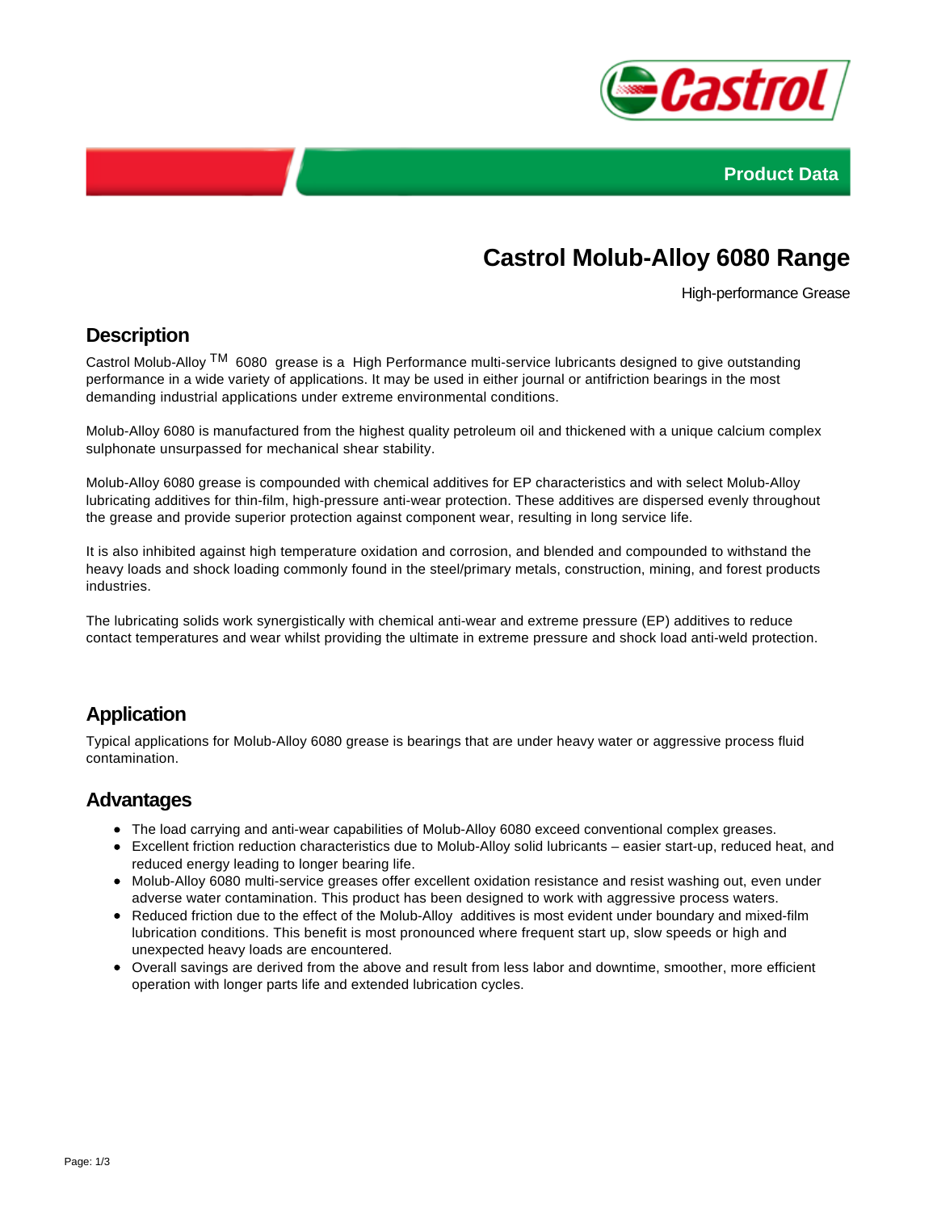Product Data

# Castrol Molub-Alloy 6080 Range

High-performance Grease

## Description

Castrol Molub-Alloy TM 6080 grease is a High Performance multi-service lubricants designed to give outstanding performance in a wide variety of applications. It may be used in either journal or antifriction bearings in the most demanding industrial applications under extreme environmental conditions.

Molub-Alloy 6080 is manufactured from the highest quality petroleum oil and thickened with a unique calcium complex sulphonate unsurpassed for mechanical shear stability.

Molub-Alloy 6080 grease is compounded with chemical additives for EP characteristics and with select Molub-Alloy lubricating additives for thin-film, high-pressure anti-wear protection. These additives are dispersed evenly throughout the grease and provide superior protection against component wear, resulting in long service life.

It is also inhibited against high temperature oxidation and corrosion, and blended and compounded to withstand the heavy loads and shock loading commonly found in the steel/primary metals, construction, mining, and forest products industries.

The lubricating solids work synergistically with chemical anti-wear and extreme pressure (EP) additives to reduce contact temperatures and wear whilst providing the ultimate in extreme pressure and shock load anti-weld protection.

## Application

Typical applications for Molub-Alloy 6080 grease is bearings that are under heavy water or aggressive process fluid contamination.

## Advantages

- The load carrying and anti-wear capabilities of Molub-Alloy 6080 exceed conventional complex greases.
- Excellent friction reduction characteristics due to Molub-Alloy solid lubricants – easier start-up, reduced heat, and reduced energy leading to longer bearing life.
- Molub-Alloy 6080 multi-service greases offer excellent oxidation resistance and resist washing out, even under adverse water contamination. This product has been designed to work with aggressive process waters.
- Reduced friction due to the effect of the Molub-Alloy additives is most evident under boundary and mixed-film lubrication conditions. This benefit is most pronounced where frequent start up, slow speeds or high and unexpected heavy loads are encountered.
- Overall savings are derived from the above and result from less labor and downtime, smoother, more efficient operation with longer parts life and extended lubrication cycles.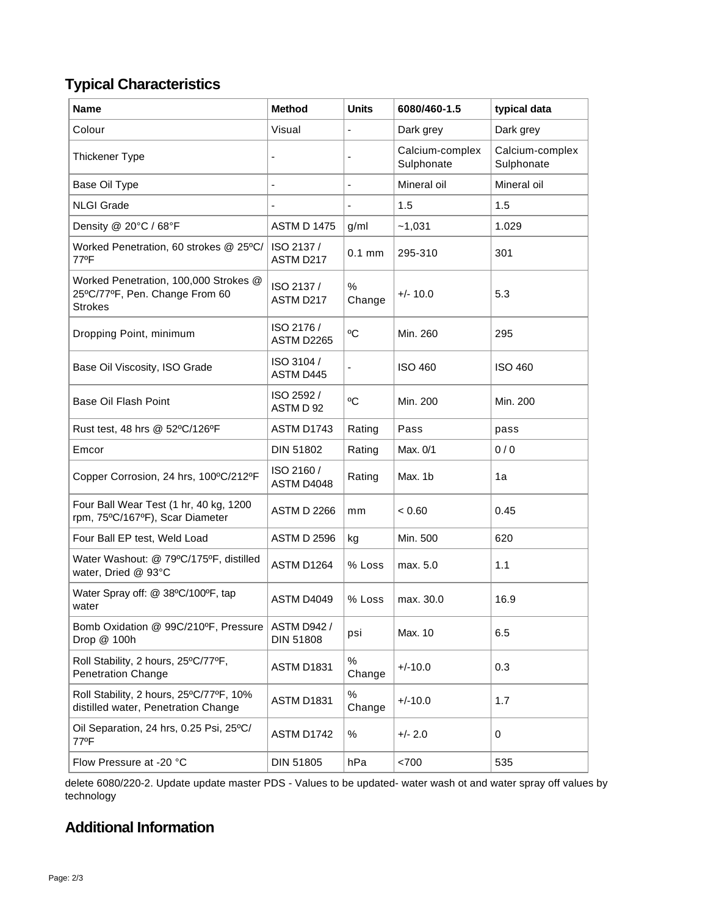## Typical Characteristics

| Name | Method | Units | 6080/460-1.5 | typical data |
|---|---|---|---|---|
| Colour | Visual | - | Dark grey | Dark grey |
| Thickener Type | - | - | Calcium-complex Sulphonate | Calcium-complex Sulphonate |
| Base Oil Type | - | - | Mineral oil | Mineral oil |
| NLGI Grade | - | - | 1.5 | 1.5 |
| Density @ 20°C / 68°F | ASTM D 1475 | g/ml | ~1,031 | 1.029 |
| Worked Penetration, 60 strokes @ 25ºC/ 77ºF | ISO 2137 / ASTM D217 | 0.1 mm | 295-310 | 301 |
| Worked Penetration, 100,000 Strokes @ 25ºC/77ºF, Pen. Change From 60 Strokes | ISO 2137 / ASTM D217 | % Change | +/- 10.0 | 5.3 |
| Dropping Point, minimum | ISO 2176 / ASTM D2265 | ºC | Min. 260 | 295 |
| Base Oil Viscosity, ISO Grade | ISO 3104 / ASTM D445 | - | ISO 460 | ISO 460 |
| Base Oil Flash Point | ISO 2592 / ASTM D 92 | ºC | Min. 200 | Min. 200 |
| Rust test, 48 hrs @ 52ºC/126ºF | ASTM D1743 | Rating | Pass | pass |
| Emcor | DIN 51802 | Rating | Max. 0/1 | 0 / 0 |
| Copper Corrosion, 24 hrs, 100ºC/212ºF | ISO 2160 / ASTM D4048 | Rating | Max. 1b | 1a |
| Four Ball Wear Test (1 hr, 40 kg, 1200 rpm, 75ºC/167ºF), Scar Diameter | ASTM D 2266 | mm | < 0.60 | 0.45 |
| Four Ball EP test, Weld Load | ASTM D 2596 | kg | Min. 500 | 620 |
| Water Washout: @ 79ºC/175ºF, distilled water, Dried @ 93°C | ASTM D1264 | % Loss | max. 5.0 | 1.1 |
| Water Spray off: @ 38ºC/100ºF, tap water | ASTM D4049 | % Loss | max. 30.0 | 16.9 |
| Bomb Oxidation @ 99C/210ºF, Pressure Drop @ 100h | ASTM D942 / DIN 51808 | psi | Max. 10 | 6.5 |
| Roll Stability, 2 hours, 25ºC/77ºF, Penetration Change | ASTM D1831 | % Change | +/-10.0 | 0.3 |
| Roll Stability, 2 hours, 25ºC/77ºF, 10% distilled water, Penetration Change | ASTM D1831 | % Change | +/-10.0 | 1.7 |
| Oil Separation, 24 hrs, 0.25 Psi, 25ºC/ 77ºF | ASTM D1742 | % | +/- 2.0 | 0 |
| Flow Pressure at -20 °C | DIN 51805 | hPa | <700 | 535 |

delete 6080/220-2. Update update master PDS - Values to be updated- water wash ot and water spray off values by technology

## Additional Information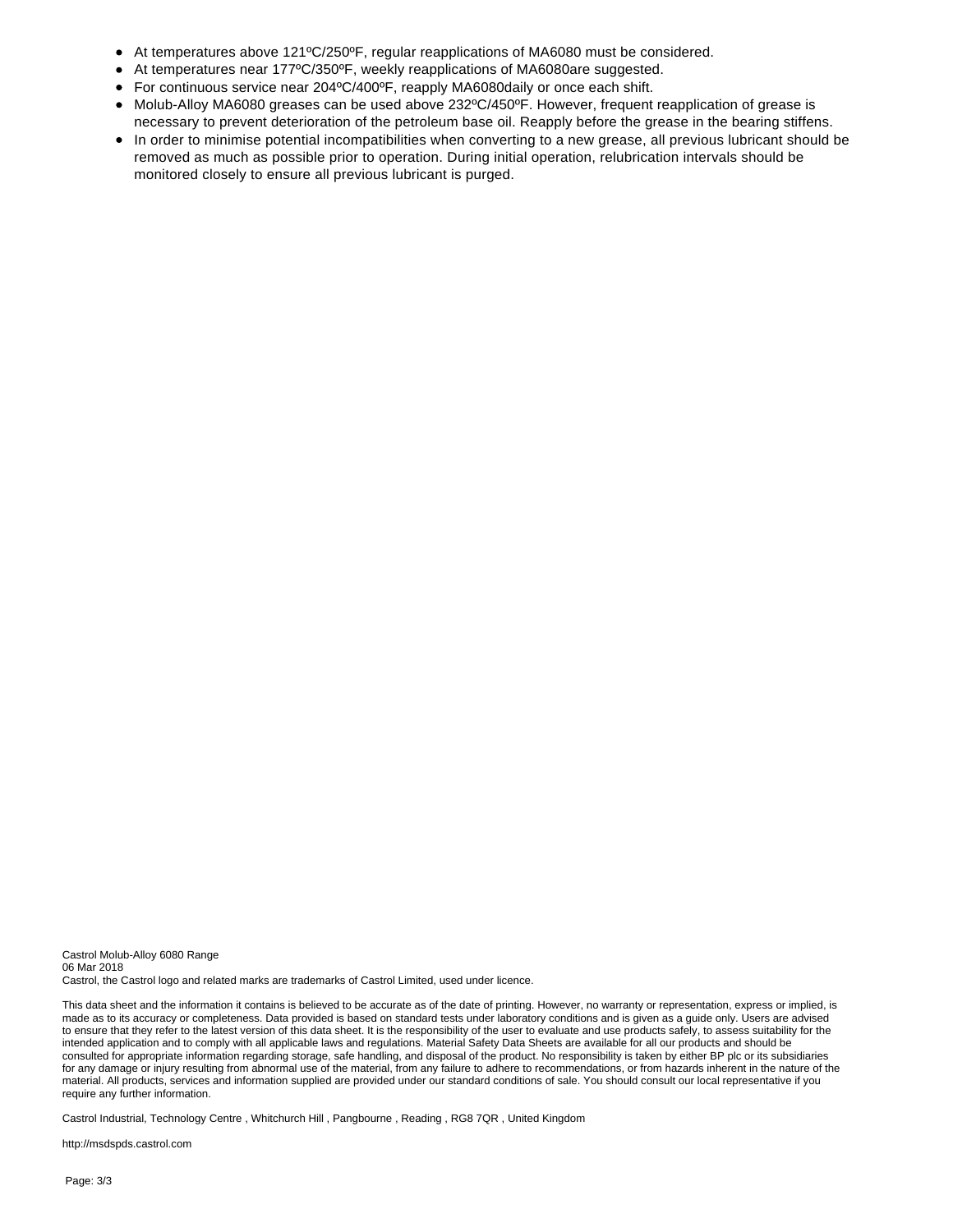- At temperatures above 121ºC/250ºF, regular reapplications of MA6080 must be considered.
- At temperatures near 177ºC/350ºF, weekly reapplications of MA6080are suggested.
- For continuous service near 204ºC/400ºF, reapply MA6080daily or once each shift.
- Molub-Alloy MA6080 greases can be used above 232ºC/450ºF. However, frequent reapplication of grease is necessary to prevent deterioration of the petroleum base oil. Reapply before the grease in the bearing stiffens.
- In order to minimise potential incompatibilities when converting to a new grease, all previous lubricant should be removed as much as possible prior to operation. During initial operation, relubrication intervals should be monitored closely to ensure all previous lubricant is purged.

Castrol Molub-Alloy 6080 Range
06 Mar 2018
Castrol, the Castrol logo and related marks are trademarks of Castrol Limited, used under licence.

This data sheet and the information it contains is believed to be accurate as of the date of printing. However, no warranty or representation, express or implied, is made as to its accuracy or completeness. Data provided is based on standard tests under laboratory conditions and is given as a guide only. Users are advised to ensure that they refer to the latest version of this data sheet. It is the responsibility of the user to evaluate and use products safely, to assess suitability for the intended application and to comply with all applicable laws and regulations. Material Safety Data Sheets are available for all our products and should be consulted for appropriate information regarding storage, safe handling, and disposal of the product. No responsibility is taken by either BP plc or its subsidiaries for any damage or injury resulting from abnormal use of the material, from any failure to adhere to recommendations, or from hazards inherent in the nature of the material. All products, services and information supplied are provided under our standard conditions of sale. You should consult our local representative if you require any further information.

Castrol Industrial, Technology Centre , Whitchurch Hill , Pangbourne , Reading , RG8 7QR , United Kingdom

http://msdspds.castrol.com